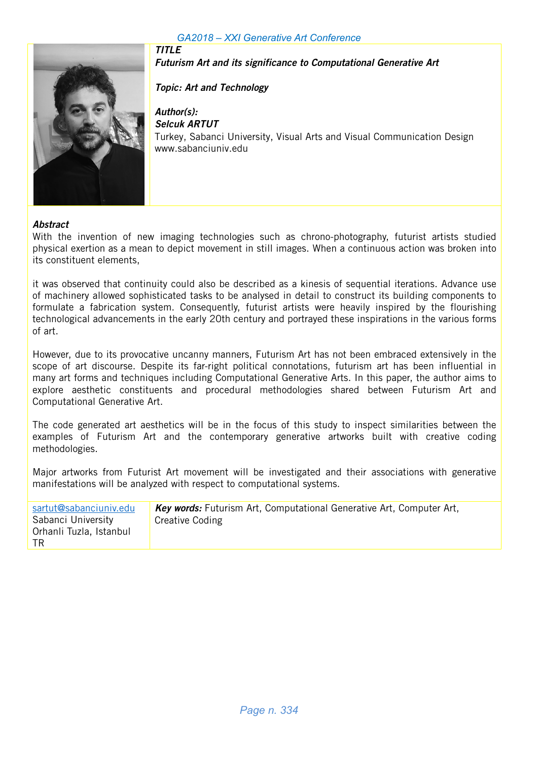*TITLE*

***Futurism Art and its significance to Computational Generative Art***

***Topic: Art and Technology***

***Author(s):***
***Selcuk ARTUT***
Turkey, Sabanci University, Visual Arts and Visual Communication Design
www.sabanciuniv.edu

***Abstract***

With the invention of new imaging technologies such as chrono-photography, futurist artists studied physical exertion as a mean to depict movement in still images. When a continuous action was broken into its constituent elements,

it was observed that continuity could also be described as a kinesis of sequential iterations. Advance use of machinery allowed sophisticated tasks to be analysed in detail to construct its building components to formulate a fabrication system. Consequently, futurist artists were heavily inspired by the flourishing technological advancements in the early 20th century and portrayed these inspirations in the various forms of art.

However, due to its provocative uncanny manners, Futurism Art has not been embraced extensively in the scope of art discourse. Despite its far-right political connotations, futurism art has been influential in many art forms and techniques including Computational Generative Arts. In this paper, the author aims to explore aesthetic constituents and procedural methodologies shared between Futurism Art and Computational Generative Art.

The code generated art aesthetics will be in the focus of this study to inspect similarities between the examples of Futurism Art and the contemporary generative artworks built with creative coding methodologies.

Major artworks from Futurist Art movement will be investigated and their associations with generative manifestations will be analyzed with respect to computational systems.

| | |
|---|---|
| sartut@sabanciuniv.edu<br>Sabanci University<br>Orhanli Tuzla, Istanbul<br>TR | ***Key words:*** Futurism Art, Computational Generative Art, Computer Art, Creative Coding |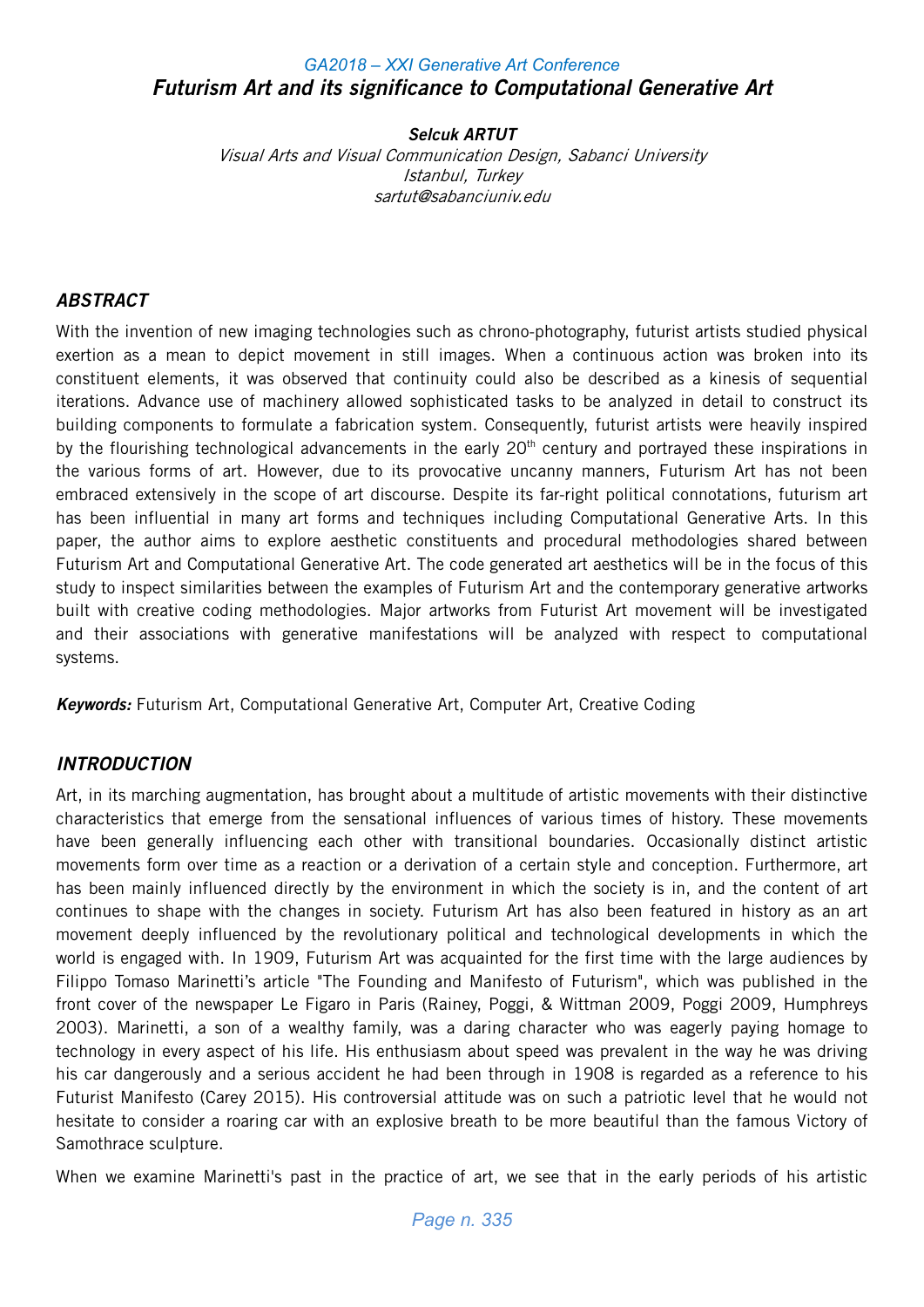*GA2018 – XXI Generative Art Conference*

# *Futurism Art and its significance to Computational Generative Art*

***Selcuk ARTUT***

*Visual Arts and Visual Communication Design, Sabanci University*
*Istanbul, Turkey*
*sartut@sabanciuniv.edu*

## *ABSTRACT*

With the invention of new imaging technologies such as chrono-photography, futurist artists studied physical exertion as a mean to depict movement in still images. When a continuous action was broken into its constituent elements, it was observed that continuity could also be described as a kinesis of sequential iterations. Advance use of machinery allowed sophisticated tasks to be analyzed in detail to construct its building components to formulate a fabrication system. Consequently, futurist artists were heavily inspired by the flourishing technological advancements in the early 20$^{th}$ century and portrayed these inspirations in the various forms of art. However, due to its provocative uncanny manners, Futurism Art has not been embraced extensively in the scope of art discourse. Despite its far-right political connotations, futurism art has been influential in many art forms and techniques including Computational Generative Arts. In this paper, the author aims to explore aesthetic constituents and procedural methodologies shared between Futurism Art and Computational Generative Art. The code generated art aesthetics will be in the focus of this study to inspect similarities between the examples of Futurism Art and the contemporary generative artworks built with creative coding methodologies. Major artworks from Futurist Art movement will be investigated and their associations with generative manifestations will be analyzed with respect to computational systems.

***Keywords:*** Futurism Art, Computational Generative Art, Computer Art, Creative Coding

## *INTRODUCTION*

Art, in its marching augmentation, has brought about a multitude of artistic movements with their distinctive characteristics that emerge from the sensational influences of various times of history. These movements have been generally influencing each other with transitional boundaries. Occasionally distinct artistic movements form over time as a reaction or a derivation of a certain style and conception. Furthermore, art has been mainly influenced directly by the environment in which the society is in, and the content of art continues to shape with the changes in society. Futurism Art has also been featured in history as an art movement deeply influenced by the revolutionary political and technological developments in which the world is engaged with. In 1909, Futurism Art was acquainted for the first time with the large audiences by Filippo Tomaso Marinetti's article "The Founding and Manifesto of Futurism", which was published in the front cover of the newspaper Le Figaro in Paris (Rainey, Poggi, & Wittman 2009, Poggi 2009, Humphreys 2003). Marinetti, a son of a wealthy family, was a daring character who was eagerly paying homage to technology in every aspect of his life. His enthusiasm about speed was prevalent in the way he was driving his car dangerously and a serious accident he had been through in 1908 is regarded as a reference to his Futurist Manifesto (Carey 2015). His controversial attitude was on such a patriotic level that he would not hesitate to consider a roaring car with an explosive breath to be more beautiful than the famous Victory of Samothrace sculpture.

When we examine Marinetti's past in the practice of art, we see that in the early periods of his artistic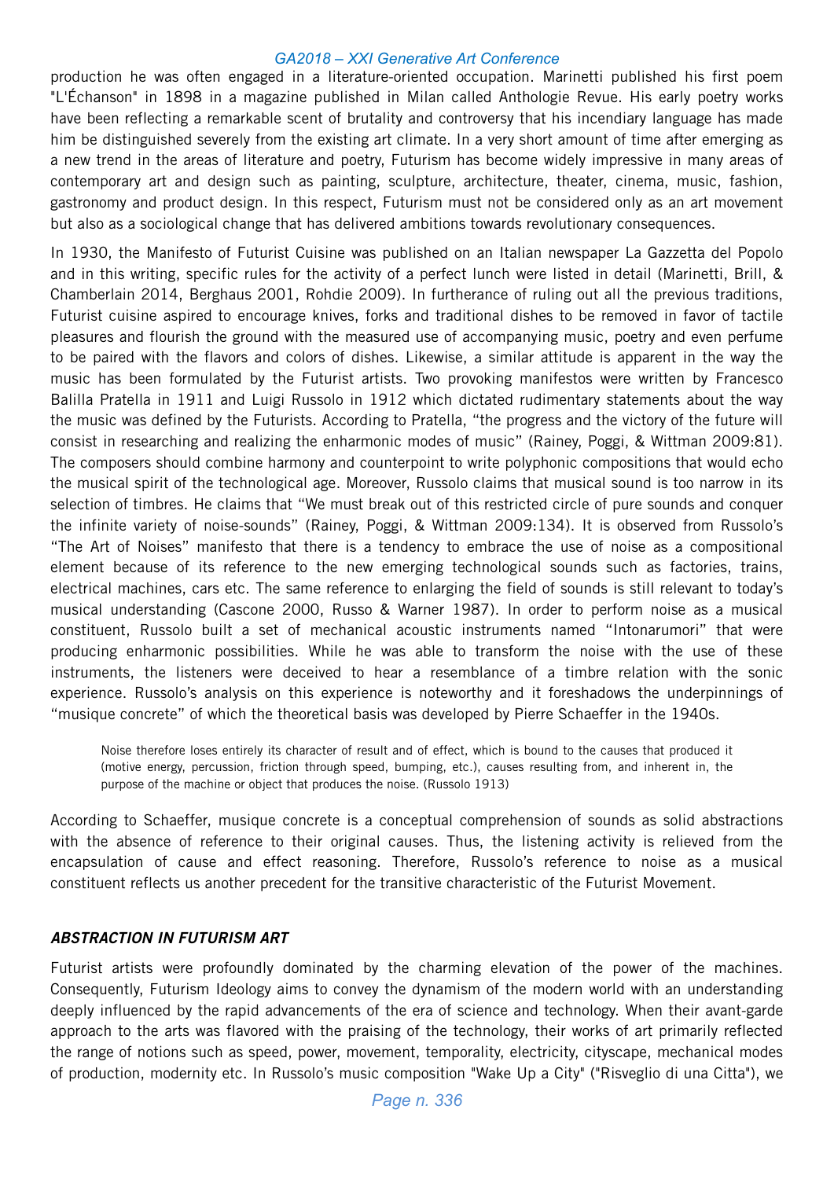production he was often engaged in a literature-oriented occupation. Marinetti published his first poem "L'Échanson" in 1898 in a magazine published in Milan called Anthologie Revue. His early poetry works have been reflecting a remarkable scent of brutality and controversy that his incendiary language has made him be distinguished severely from the existing art climate. In a very short amount of time after emerging as a new trend in the areas of literature and poetry, Futurism has become widely impressive in many areas of contemporary art and design such as painting, sculpture, architecture, theater, cinema, music, fashion, gastronomy and product design. In this respect, Futurism must not be considered only as an art movement but also as a sociological change that has delivered ambitions towards revolutionary consequences.

In 1930, the Manifesto of Futurist Cuisine was published on an Italian newspaper La Gazzetta del Popolo and in this writing, specific rules for the activity of a perfect lunch were listed in detail (Marinetti, Brill, & Chamberlain 2014, Berghaus 2001, Rohdie 2009). In furtherance of ruling out all the previous traditions, Futurist cuisine aspired to encourage knives, forks and traditional dishes to be removed in favor of tactile pleasures and flourish the ground with the measured use of accompanying music, poetry and even perfume to be paired with the flavors and colors of dishes. Likewise, a similar attitude is apparent in the way the music has been formulated by the Futurist artists. Two provoking manifestos were written by Francesco Balilla Pratella in 1911 and Luigi Russolo in 1912 which dictated rudimentary statements about the way the music was defined by the Futurists. According to Pratella, "the progress and the victory of the future will consist in researching and realizing the enharmonic modes of music" (Rainey, Poggi, & Wittman 2009:81). The composers should combine harmony and counterpoint to write polyphonic compositions that would echo the musical spirit of the technological age. Moreover, Russolo claims that musical sound is too narrow in its selection of timbres. He claims that "We must break out of this restricted circle of pure sounds and conquer the infinite variety of noise-sounds" (Rainey, Poggi, & Wittman 2009:134). It is observed from Russolo's "The Art of Noises" manifesto that there is a tendency to embrace the use of noise as a compositional element because of its reference to the new emerging technological sounds such as factories, trains, electrical machines, cars etc. The same reference to enlarging the field of sounds is still relevant to today's musical understanding (Cascone 2000, Russo & Warner 1987). In order to perform noise as a musical constituent, Russolo built a set of mechanical acoustic instruments named "Intonarumori" that were producing enharmonic possibilities. While he was able to transform the noise with the use of these instruments, the listeners were deceived to hear a resemblance of a timbre relation with the sonic experience. Russolo's analysis on this experience is noteworthy and it foreshadows the underpinnings of "musique concrete" of which the theoretical basis was developed by Pierre Schaeffer in the 1940s.

> Noise therefore loses entirely its character of result and of effect, which is bound to the causes that produced it (motive energy, percussion, friction through speed, bumping, etc.), causes resulting from, and inherent in, the purpose of the machine or object that produces the noise. (Russolo 1913)

According to Schaeffer, musique concrete is a conceptual comprehension of sounds as solid abstractions with the absence of reference to their original causes. Thus, the listening activity is relieved from the encapsulation of cause and effect reasoning. Therefore, Russolo's reference to noise as a musical constituent reflects us another precedent for the transitive characteristic of the Futurist Movement.

### *ABSTRACTION IN FUTURISM ART*

Futurist artists were profoundly dominated by the charming elevation of the power of the machines. Consequently, Futurism Ideology aims to convey the dynamism of the modern world with an understanding deeply influenced by the rapid advancements of the era of science and technology. When their avant-garde approach to the arts was flavored with the praising of the technology, their works of art primarily reflected the range of notions such as speed, power, movement, temporality, electricity, cityscape, mechanical modes of production, modernity etc. In Russolo's music composition "Wake Up a City" ("Risveglio di una Citta"), we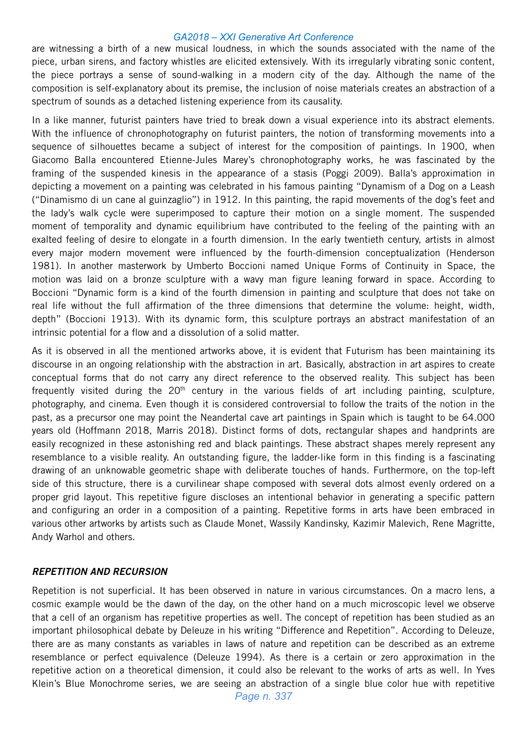are witnessing a birth of a new musical loudness, in which the sounds associated with the name of the piece, urban sirens, and factory whistles are elicited extensively. With its irregularly vibrating sonic content, the piece portrays a sense of sound-walking in a modern city of the day. Although the name of the composition is self-explanatory about its premise, the inclusion of noise materials creates an abstraction of a spectrum of sounds as a detached listening experience from its causality.

In a like manner, futurist painters have tried to break down a visual experience into its abstract elements. With the influence of chronophotography on futurist painters, the notion of transforming movements into a sequence of silhouettes became a subject of interest for the composition of paintings. In 1900, when Giacoma Balla encountered Etienne-Jules Marey's chronophotography works, he was fascinated by the framing of the suspended kinesis in the appearance of a stasis (Poggi 2009). Balla's approximation in depicting a movement on a painting was celebrated in his famous painting "Dynamism of a Dog on a Leash ("Dinamismo di un cane al guinzaglio") in 1912. In this painting, the rapid movements of the dog's feet and the lady's walk cycle were superimposed to capture their motion on a single moment. The suspended moment of temporality and dynamic equilibrium have contributed to the feeling of the painting with an exalted feeling of desire to elongate in a fourth dimension. In the early twentieth century, artists in almost every major modern movement were influenced by the fourth-dimension conceptualization (Henderson 1981). In another masterwork by Umberto Boccioni named Unique Forms of Continuity in Space, the motion was laid on a bronze sculpture with a wavy man figure leaning forward in space. According to Boccioni "Dynamic form is a kind of the fourth dimension in painting and sculpture that does not take on real life without the full affirmation of the three dimensions that determine the volume: height, width, depth" (Boccioni 1913). With its dynamic form, this sculpture portrays an abstract manifestation of an intrinsic potential for a flow and a dissolution of a solid matter.

As it is observed in all the mentioned artworks above, it is evident that Futurism has been maintaining its discourse in an ongoing relationship with the abstraction in art. Basically, abstraction in art aspires to create conceptual forms that do not carry any direct reference to the observed reality. This subject has been frequently visited during the 20$^{th}$ century in the various fields of art including painting, sculpture, photography, and cinema. Even though it is considered controversial to follow the traits of the notion in the past, as a precursor one may point the Neandertal cave art paintings in Spain which is taught to be 64.000 years old (Hoffmann 2018, Marris 2018). Distinct forms of dots, rectangular shapes and handprints are easily recognized in these astonishing red and black paintings. These abstract shapes merely represent any resemblance to a visible reality. An outstanding figure, the ladder-like form in this finding is a fascinating drawing of an unknowable geometric shape with deliberate touches of hands. Furthermore, on the top-left side of this structure, there is a curvilinear shape composed with several dots almost evenly ordered on a proper grid layout. This repetitive figure discloses an intentional behavior in generating a specific pattern and configuring an order in a composition of a painting. Repetitive forms in arts have been embraced in various other artworks by artists such as Claude Monet, Wassily Kandinsky, Kazimir Malevich, Rene Magritte, Andy Warhol and others.

### *REPETITION AND RECURSION*

Repetition is not superficial. It has been observed in nature in various circumstances. On a macro lens, a cosmic example would be the dawn of the day, on the other hand on a much microscopic level we observe that a cell of an organism has repetitive properties as well. The concept of repetition has been studied as an important philosophical debate by Deleuze in his writing "Difference and Repetition". According to Deleuze, there are as many constants as variables in laws of nature and repetition can be described as an extreme resemblance or perfect equivalence (Deleuze 1994). As there is a certain or zero approximation in the repetitive action on a theoretical dimension, it could also be relevant to the works of arts as well. In Yves Klein's Blue Monochrome series, we are seeing an abstraction of a single blue color hue with repetitive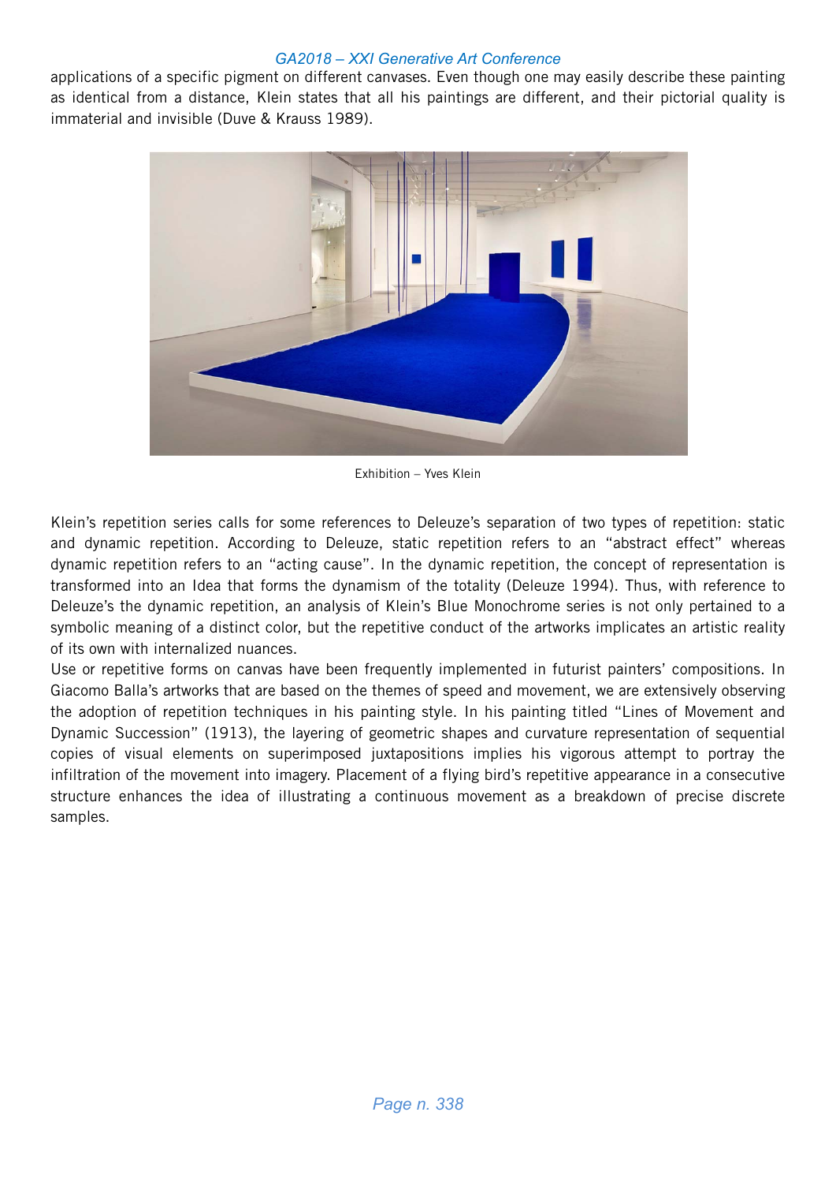applications of a specific pigment on different canvases. Even though one may easily describe these painting as identical from a distance, Klein states that all his paintings are different, and their pictorial quality is immaterial and invisible (Duve & Krauss 1989).

Exhibition – Yves Klein

Klein's repetition series calls for some references to Deleuze's separation of two types of repetition: static and dynamic repetition. According to Deleuze, static repetition refers to an "abstract effect" whereas dynamic repetition refers to an "acting cause". In the dynamic repetition, the concept of representation is transformed into an Idea that forms the dynamism of the totality (Deleuze 1994). Thus, with reference to Deleuze's the dynamic repetition, an analysis of Klein's Blue Monochrome series is not only pertained to a symbolic meaning of a distinct color, but the repetitive conduct of the artworks implicates an artistic reality of its own with internalized nuances.

Use or repetitive forms on canvas have been frequently implemented in futurist painters' compositions. In Giacomo Balla's artworks that are based on the themes of speed and movement, we are extensively observing the adoption of repetition techniques in his painting style. In his painting titled "Lines of Movement and Dynamic Succession" (1913), the layering of geometric shapes and curvature representation of sequential copies of visual elements on superimposed juxtapositions implies his vigorous attempt to portray the infiltration of the movement into imagery. Placement of a flying bird's repetitive appearance in a consecutive structure enhances the idea of illustrating a continuous movement as a breakdown of precise discrete samples.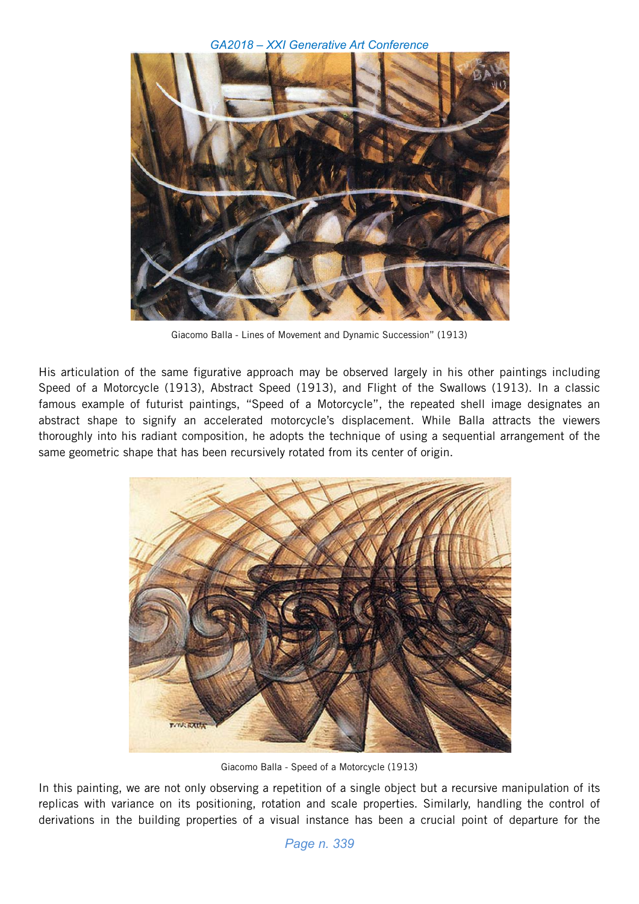Giacomo Balla - Lines of Movement and Dynamic Succession" (1913)

His articulation of the same figurative approach may be observed largely in his other paintings including Speed of a Motorcycle (1913), Abstract Speed (1913), and Flight of the Swallows (1913). In a classic famous example of futurist paintings, "Speed of a Motorcycle", the repeated shell image designates an abstract shape to signify an accelerated motorcycle's displacement. While Balla attracts the viewers thoroughly into his radiant composition, he adopts the technique of using a sequential arrangement of the same geometric shape that has been recursively rotated from its center of origin.

Giacomo Balla - Speed of a Motorcycle (1913)

In this painting, we are not only observing a repetition of a single object but a recursive manipulation of its replicas with variance on its positioning, rotation and scale properties. Similarly, handling the control of derivations in the building properties of a visual instance has been a crucial point of departure for the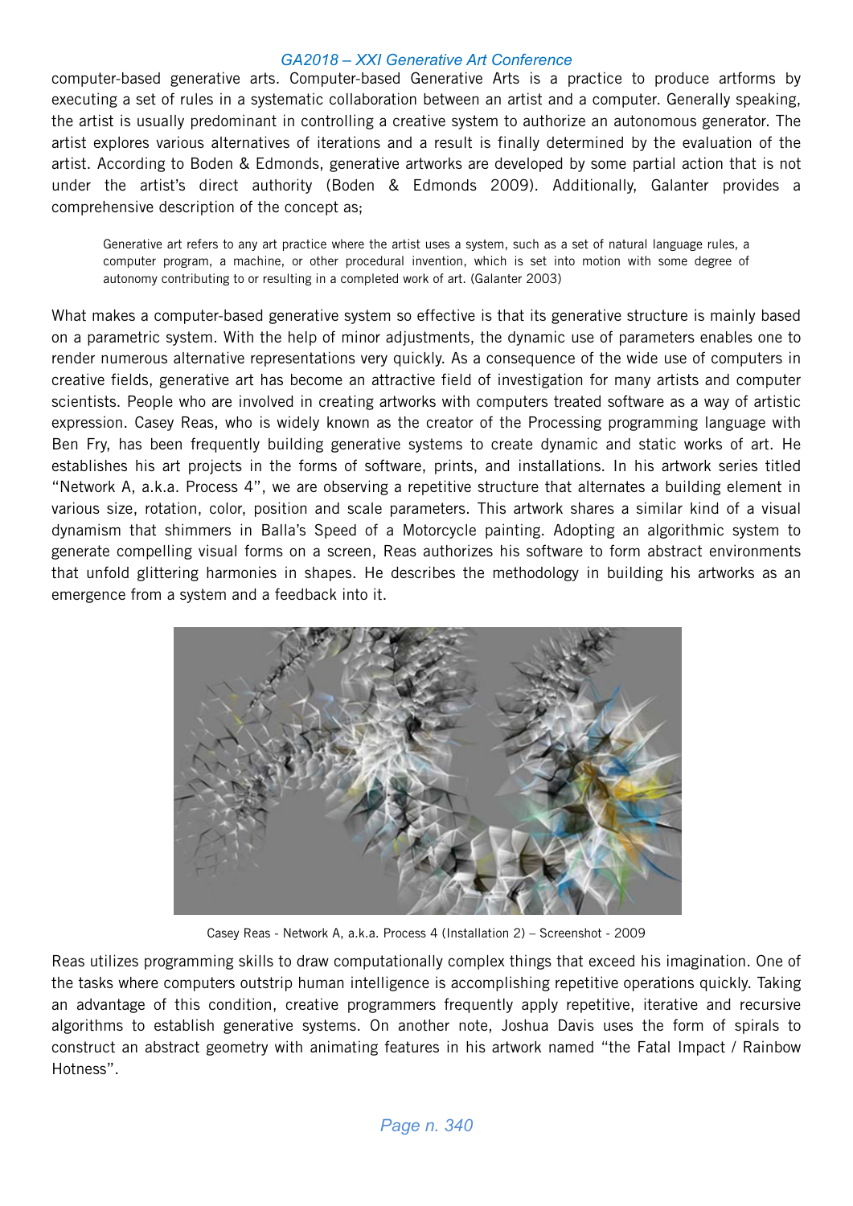computer-based generative arts. Computer-based Generative Arts is a practice to produce artforms by executing a set of rules in a systematic collaboration between an artist and a computer. Generally speaking, the artist is usually predominant in controlling a creative system to authorize an autonomous generator. The artist explores various alternatives of iterations and a result is finally determined by the evaluation of the artist. According to Boden & Edmonds, generative artworks are developed by some partial action that is not under the artist's direct authority (Boden & Edmonds 2009). Additionally, Galanter provides a comprehensive description of the concept as;

> Generative art refers to any art practice where the artist uses a system, such as a set of natural language rules, a computer program, a machine, or other procedural invention, which is set into motion with some degree of autonomy contributing to or resulting in a completed work of art. (Galanter 2003)

What makes a computer-based generative system so effective is that its generative structure is mainly based on a parametric system. With the help of minor adjustments, the dynamic use of parameters enables one to render numerous alternative representations very quickly. As a consequence of the wide use of computers in creative fields, generative art has become an attractive field of investigation for many artists and computer scientists. People who are involved in creating artworks with computers treated software as a way of artistic expression. Casey Reas, who is widely known as the creator of the Processing programming language with Ben Fry, has been frequently building generative systems to create dynamic and static works of art. He establishes his art projects in the forms of software, prints, and installations. In his artwork series titled "Network A, a.k.a. Process 4", we are observing a repetitive structure that alternates a building element in various size, rotation, color, position and scale parameters. This artwork shares a similar kind of a visual dynamism that shimmers in Balla's Speed of a Motorcycle painting. Adopting an algorithmic system to generate compelling visual forms on a screen, Reas authorizes his software to form abstract environments that unfold glittering harmonies in shapes. He describes the methodology in building his artworks as an emergence from a system and a feedback into it.

Casey Reas - Network A, a.k.a. Process 4 (Installation 2) – Screenshot - 2009

Reas utilizes programming skills to draw computationally complex things that exceed his imagination. One of the tasks where computers outstrip human intelligence is accomplishing repetitive operations quickly. Taking an advantage of this condition, creative programmers frequently apply repetitive, iterative and recursive algorithms to establish generative systems. On another note, Joshua Davis uses the form of spirals to construct an abstract geometry with animating features in his artwork named "the Fatal Impact / Rainbow Hotness".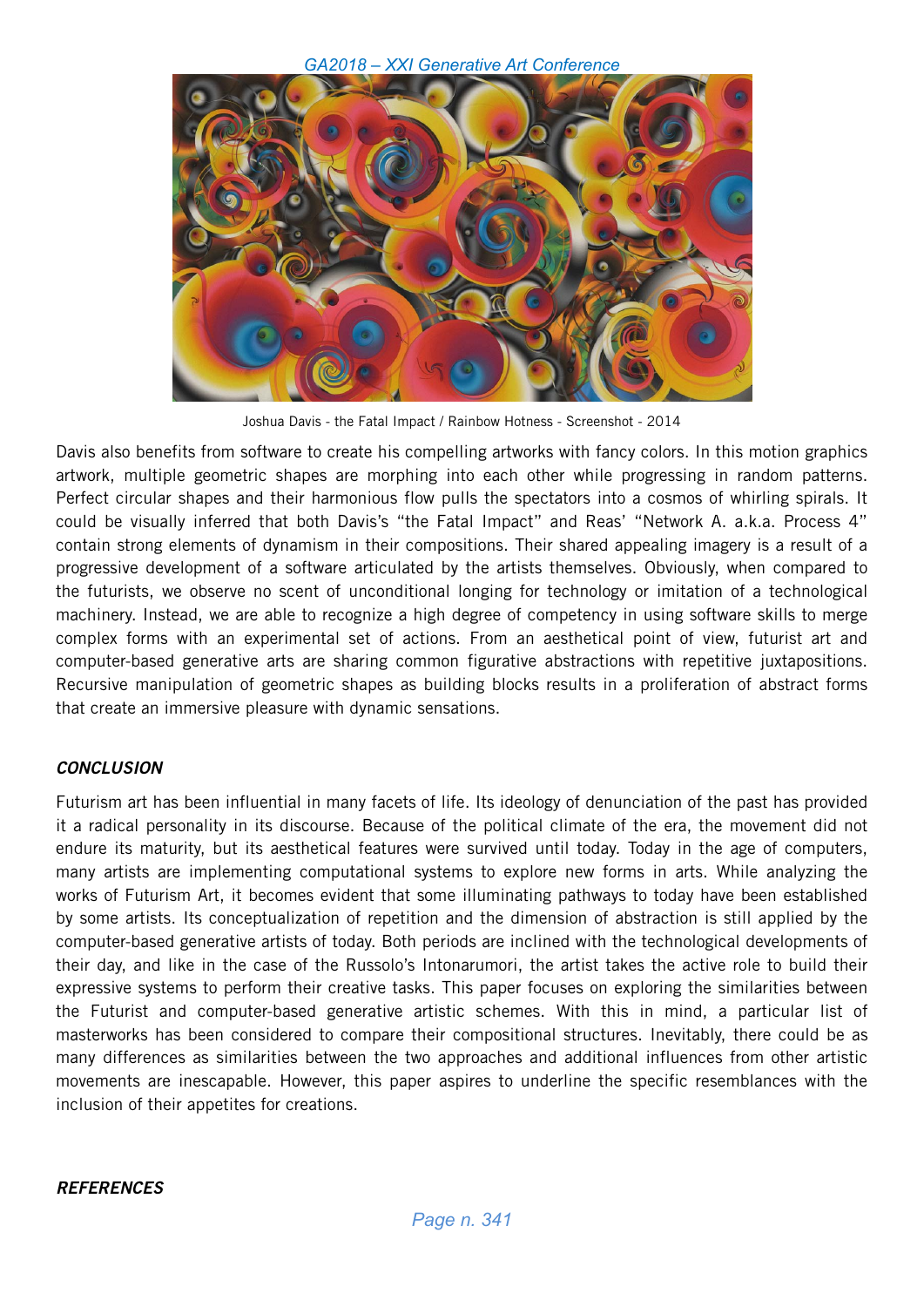Joshua Davis - the Fatal Impact / Rainbow Hotness - Screenshot - 2014

Davis also benefits from software to create his compelling artworks with fancy colors. In this motion graphics artwork, multiple geometric shapes are morphing into each other while progressing in random patterns. Perfect circular shapes and their harmonious flow pulls the spectators into a cosmos of whirling spirals. It could be visually inferred that both Davis's "the Fatal Impact" and Reas' "Network A. a.k.a. Process 4" contain strong elements of dynamism in their compositions. Their shared appealing imagery is a result of a progressive development of a software articulated by the artists themselves. Obviously, when compared to the futurists, we observe no scent of unconditional longing for technology or imitation of a technological machinery. Instead, we are able to recognize a high degree of competency in using software skills to merge complex forms with an experimental set of actions. From an aesthetical point of view, futurist art and computer-based generative arts are sharing common figurative abstractions with repetitive juxtapositions. Recursive manipulation of geometric shapes as building blocks results in a proliferation of abstract forms that create an immersive pleasure with dynamic sensations.

## *CONCLUSION*

Futurism art has been influential in many facets of life. Its ideology of denunciation of the past has provided it a radical personality in its discourse. Because of the political climate of the era, the movement did not endure its maturity, but its aesthetical features were survived until today. Today in the age of computers, many artists are implementing computational systems to explore new forms in arts. While analyzing the works of Futurism Art, it becomes evident that some illuminating pathways to today have been established by some artists. Its conceptualization of repetition and the dimension of abstraction is still applied by the computer-based generative artists of today. Both periods are inclined with the technological developments of their day, and like in the case of the Russolo's Intonarumori, the artist takes the active role to build their expressive systems to perform their creative tasks. This paper focuses on exploring the similarities between the Futurist and computer-based generative artistic schemes. With this in mind, a particular list of masterworks has been considered to compare their compositional structures. Inevitably, there could be as many differences as similarities between the two approaches and additional influences from other artistic movements are inescapable. However, this paper aspires to underline the specific resemblances with the inclusion of their appetites for creations.

## *REFERENCES*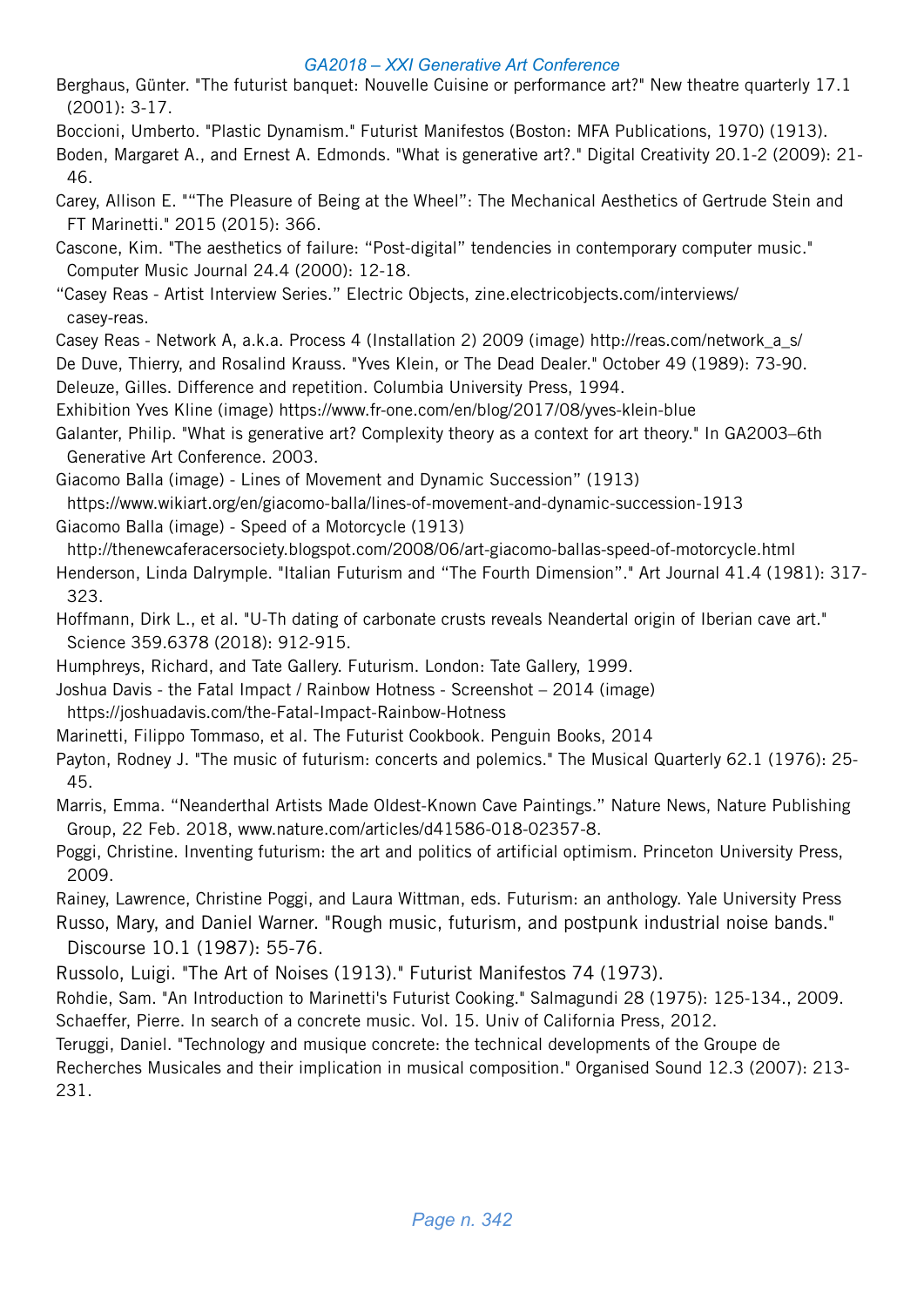Berghaus, Günter. "The futurist banquet: Nouvelle Cuisine or performance art?" New theatre quarterly 17.1 (2001): 3-17.

Boccioni, Umberto. "Plastic Dynamism." Futurist Manifestos (Boston: MFA Publications, 1970) (1913).

Boden, Margaret A., and Ernest A. Edmonds. "What is generative art?." Digital Creativity 20.1-2 (2009): 21-46.

Carey, Allison E. "“The Pleasure of Being at the Wheel”: The Mechanical Aesthetics of Gertrude Stein and FT Marinetti." 2015 (2015): 366.

Cascone, Kim. "The aesthetics of failure: “Post-digital” tendencies in contemporary computer music." Computer Music Journal 24.4 (2000): 12-18.

“Casey Reas - Artist Interview Series.” Electric Objects, zine.electricobjects.com/interviews/casey-reas.

Casey Reas - Network A, a.k.a. Process 4 (Installation 2) 2009 (image) http://reas.com/network_a_s/

De Duve, Thierry, and Rosalind Krauss. "Yves Klein, or The Dead Dealer." October 49 (1989): 73-90.

Deleuze, Gilles. Difference and repetition. Columbia University Press, 1994.

Exhibition Yves Kline (image) https://www.fr-one.com/en/blog/2017/08/yves-klein-blue

Galanter, Philip. "What is generative art? Complexity theory as a context for art theory." In GA2003–6th Generative Art Conference. 2003.

Giacomo Balla (image) - Lines of Movement and Dynamic Succession” (1913) https://www.wikiart.org/en/giacomo-balla/lines-of-movement-and-dynamic-succession-1913

Giacomo Balla (image) - Speed of a Motorcycle (1913) http://thenewcaferacersociety.blogspot.com/2008/06/art-giacomo-ballas-speed-of-motorcycle.html

Henderson, Linda Dalrymple. "Italian Futurism and “The Fourth Dimension”." Art Journal 41.4 (1981): 317-323.

Hoffmann, Dirk L., et al. "U-Th dating of carbonate crusts reveals Neandertal origin of Iberian cave art." Science 359.6378 (2018): 912-915.

Humphreys, Richard, and Tate Gallery. Futurism. London: Tate Gallery, 1999.

Joshua Davis - the Fatal Impact / Rainbow Hotness - Screenshot – 2014 (image) https://joshuadavis.com/the-Fatal-Impact-Rainbow-Hotness

Marinetti, Filippo Tommaso, et al. The Futurist Cookbook. Penguin Books, 2014

Payton, Rodney J. "The music of futurism: concerts and polemics." The Musical Quarterly 62.1 (1976): 25-45.

Marris, Emma. “Neanderthal Artists Made Oldest-Known Cave Paintings.” Nature News, Nature Publishing Group, 22 Feb. 2018, www.nature.com/articles/d41586-018-02357-8.

Poggi, Christine. Inventing futurism: the art and politics of artificial optimism. Princeton University Press, 2009.

Rainey, Lawrence, Christine Poggi, and Laura Wittman, eds. Futurism: an anthology. Yale University Press

Russo, Mary, and Daniel Warner. "Rough music, futurism, and postpunk industrial noise bands." Discourse 10.1 (1987): 55-76.

Russolo, Luigi. "The Art of Noises (1913)." Futurist Manifestos 74 (1973).

Rohdie, Sam. "An Introduction to Marinetti's Futurist Cooking." Salmagundi 28 (1975): 125-134., 2009.

Schaeffer, Pierre. In search of a concrete music. Vol. 15. Univ of California Press, 2012.

Teruggi, Daniel. "Technology and musique concrete: the technical developments of the Groupe de Recherches Musicales and their implication in musical composition." Organised Sound 12.3 (2007): 213-231.